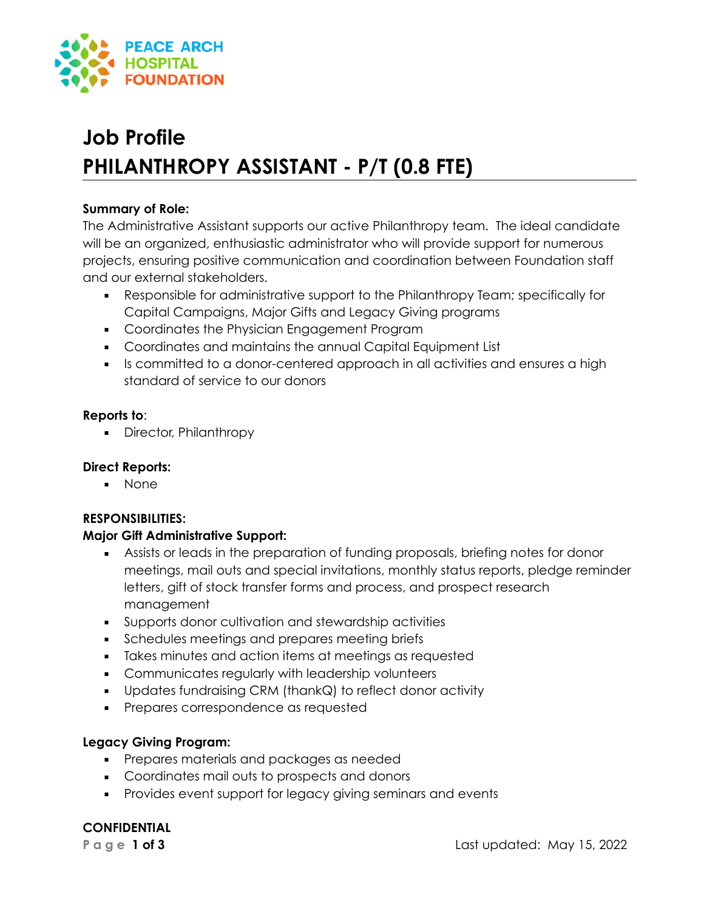PEACE ARCH
HOSPITAL
FOUNDATION

# Job Profile
# PHILANTHROPY ASSISTANT - P/T (0.8 FTE)

**Summary of Role:**
The Administrative Assistant supports our active Philanthropy team. The ideal candidate will be an organized, enthusiastic administrator who will provide support for numerous projects, ensuring positive communication and coordination between Foundation staff and our external stakeholders.

- Responsible for administrative support to the Philanthropy Team; specifically for Capital Campaigns, Major Gifts and Legacy Giving programs
- Coordinates the Physician Engagement Program
- Coordinates and maintains the annual Capital Equipment List
- Is committed to a donor-centered approach in all activities and ensures a high standard of service to our donors

**Reports to**:
- Director, Philanthropy

**Direct Reports:**
- None

**RESPONSIBILITIES:**

**Major Gift Administrative Support:**
- Assists or leads in the preparation of funding proposals, briefing notes for donor meetings, mail outs and special invitations, monthly status reports, pledge reminder letters, gift of stock transfer forms and process, and prospect research management
- Supports donor cultivation and stewardship activities
- Schedules meetings and prepares meeting briefs
- Takes minutes and action items at meetings as requested
- Communicates regularly with leadership volunteers
- Updates fundraising CRM (thankQ) to reflect donor activity
- Prepares correspondence as requested

**Legacy Giving Program:**
- Prepares materials and packages as needed
- Coordinates mail outs to prospects and donors
- Provides event support for legacy giving seminars and events

**CONFIDENTIAL**

Last updated: May 15, 2022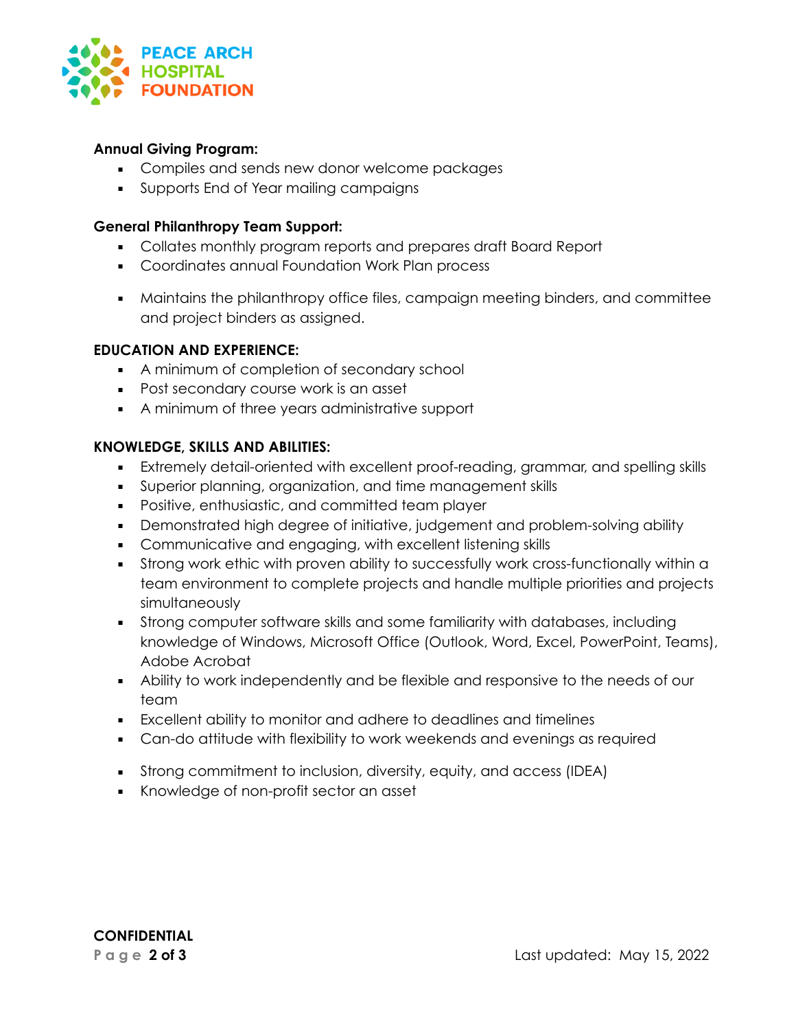**Annual Giving Program:**

- Compiles and sends new donor welcome packages
- Supports End of Year mailing campaigns

**General Philanthropy Team Support:**

- Collates monthly program reports and prepares draft Board Report
- Coordinates annual Foundation Work Plan process
- Maintains the philanthropy office files, campaign meeting binders, and committee and project binders as assigned.

**EDUCATION AND EXPERIENCE:**

- A minimum of completion of secondary school
- Post secondary course work is an asset
- A minimum of three years administrative support

**KNOWLEDGE, SKILLS AND ABILITIES:**

- Extremely detail-oriented with excellent proof-reading, grammar, and spelling skills
- Superior planning, organization, and time management skills
- Positive, enthusiastic, and committed team player
- Demonstrated high degree of initiative, judgement and problem-solving ability
- Communicative and engaging, with excellent listening skills
- Strong work ethic with proven ability to successfully work cross-functionally within a team environment to complete projects and handle multiple priorities and projects simultaneously
- Strong computer software skills and some familiarity with databases, including knowledge of Windows, Microsoft Office (Outlook, Word, Excel, PowerPoint, Teams), Adobe Acrobat
- Ability to work independently and be flexible and responsive to the needs of our team
- Excellent ability to monitor and adhere to deadlines and timelines
- Can-do attitude with flexibility to work weekends and evenings as required
- Strong commitment to inclusion, diversity, equity, and access (IDEA)
- Knowledge of non-profit sector an asset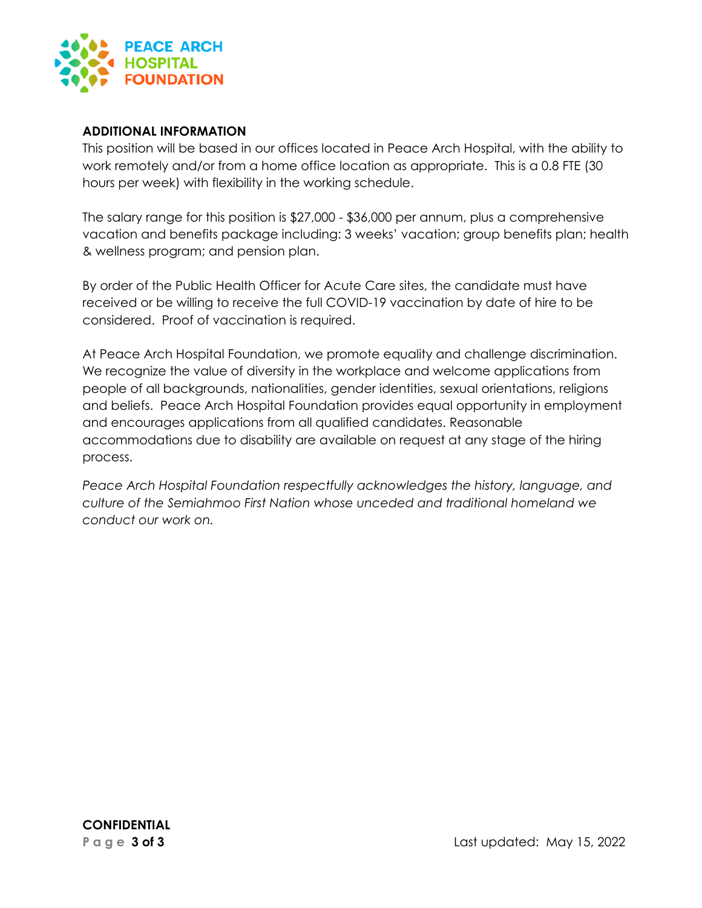## ADDITIONAL INFORMATION

This position will be based in our offices located in Peace Arch Hospital, with the ability to work remotely and/or from a home office location as appropriate. This is a 0.8 FTE (30 hours per week) with flexibility in the working schedule.

The salary range for this position is $27,000 - $36,000 per annum, plus a comprehensive vacation and benefits package including: 3 weeks' vacation; group benefits plan; health & wellness program; and pension plan.

By order of the Public Health Officer for Acute Care sites, the candidate must have received or be willing to receive the full COVID-19 vaccination by date of hire to be considered. Proof of vaccination is required.

At Peace Arch Hospital Foundation, we promote equality and challenge discrimination. We recognize the value of diversity in the workplace and welcome applications from people of all backgrounds, nationalities, gender identities, sexual orientations, religions and beliefs. Peace Arch Hospital Foundation provides equal opportunity in employment and encourages applications from all qualified candidates. Reasonable accommodations due to disability are available on request at any stage of the hiring process.

*Peace Arch Hospital Foundation respectfully acknowledges the history, language, and culture of the Semiahmoo First Nation whose unceded and traditional homeland we conduct our work on.*